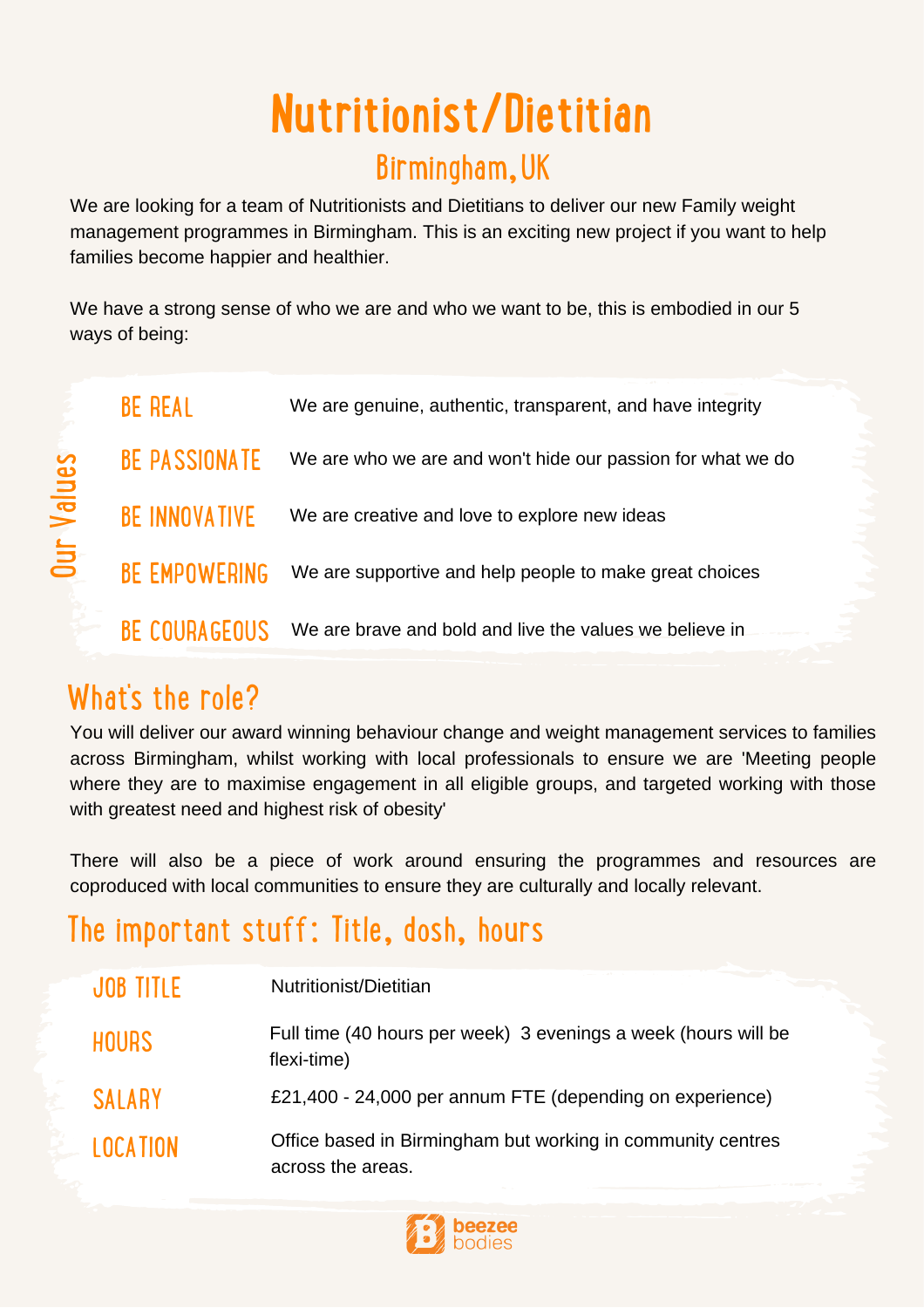# Nutritionist/Dietitian

## Birmingham, UK

We are looking for a team of Nutritionists and Dietitians to deliver our new Family weight management programmes in Birmingham. This is an exciting new project if you want to help families become happier and healthier.

We have a strong sense of who we are and who we want to be, this is embodied in our 5 ways of being:

**Our Values**

| | |
|---|---|
| BE REAL | We are genuine, authentic, transparent, and have integrity |
| BE PASSIONATE | We are who we are and won't hide our passion for what we do |
| BE INNOVATIVE | We are creative and love to explore new ideas |
| BE EMPOWERING | We are supportive and help people to make great choices |
| BE COURAGEOUS | We are brave and bold and live the values we believe in |

## What's the role?

You will deliver our award winning behaviour change and weight management services to families across Birmingham, whilst working with local professionals to ensure we are 'Meeting people where they are to maximise engagement in all eligible groups, and targeted working with those with greatest need and highest risk of obesity'

There will also be a piece of work around ensuring the programmes and resources are coproduced with local communities to ensure they are culturally and locally relevant.

## The important stuff: Title, dosh, hours

| | |
|---|---|
| JOB TITLE | Nutritionist/Dietitian |
| HOURS | Full time (40 hours per week) 3 evenings a week (hours will be flexi-time) |
| SALARY | £21,400 - 24,000 per annum FTE (depending on experience) |
| LOCATION | Office based in Birmingham but working in community centres across the areas. |

beezee bodies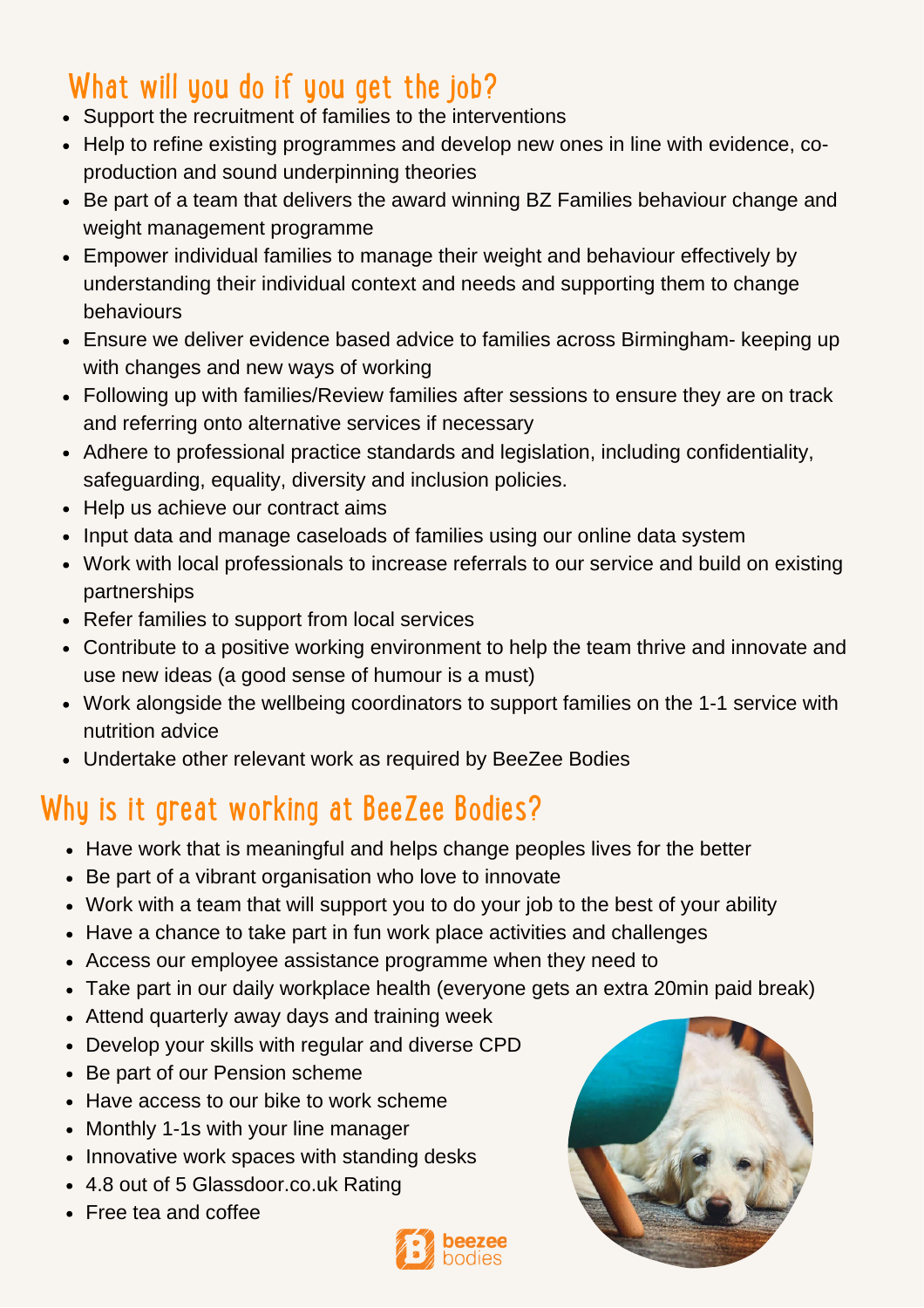## What will you do if you get the job?

- Support the recruitment of families to the interventions
- Help to refine existing programmes and develop new ones in line with evidence, co-production and sound underpinning theories
- Be part of a team that delivers the award winning BZ Families behaviour change and weight management programme
- Empower individual families to manage their weight and behaviour effectively by understanding their individual context and needs and supporting them to change behaviours
- Ensure we deliver evidence based advice to families across Birmingham- keeping up with changes and new ways of working
- Following up with families/Review families after sessions to ensure they are on track and referring onto alternative services if necessary
- Adhere to professional practice standards and legislation, including confidentiality, safeguarding, equality, diversity and inclusion policies.
- Help us achieve our contract aims
- Input data and manage caseloads of families using our online data system
- Work with local professionals to increase referrals to our service and build on existing partnerships
- Refer families to support from local services
- Contribute to a positive working environment to help the team thrive and innovate and use new ideas (a good sense of humour is a must)
- Work alongside the wellbeing coordinators to support families on the 1-1 service with nutrition advice
- Undertake other relevant work as required by BeeZee Bodies

## Why is it great working at BeeZee Bodies?

- Have work that is meaningful and helps change peoples lives for the better
- Be part of a vibrant organisation who love to innovate
- Work with a team that will support you to do your job to the best of your ability
- Have a chance to take part in fun work place activities and challenges
- Access our employee assistance programme when they need to
- Take part in our daily workplace health (everyone gets an extra 20min paid break)
- Attend quarterly away days and training week
- Develop your skills with regular and diverse CPD
- Be part of our Pension scheme
- Have access to our bike to work scheme
- Monthly 1-1s with your line manager
- Innovative work spaces with standing desks
- 4.8 out of 5 Glassdoor.co.uk Rating
- Free tea and coffee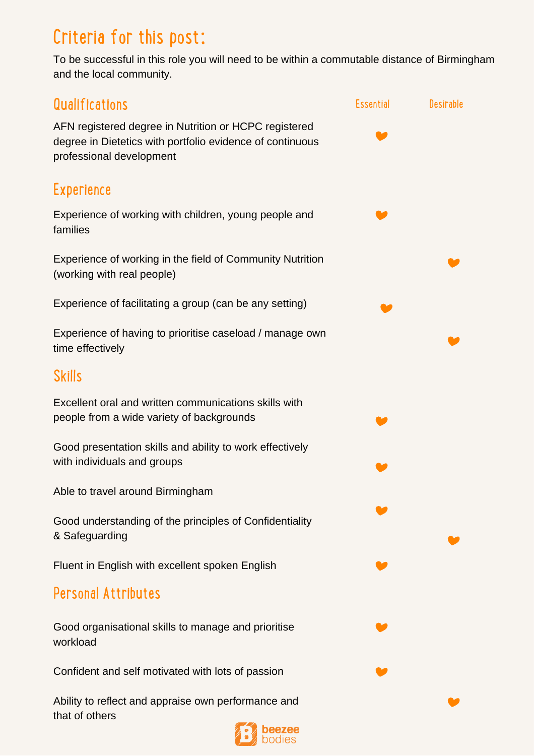# Criteria for this post:

To be successful in this role you will need to be within a commutable distance of Birmingham and the local community.

## Qualifications

| Qualifications | Essential | Desirable |
| --- | --- | --- |
| AFN registered degree in Nutrition or HCPC registered degree in Dietetics with portfolio evidence of continuous professional development | ♥ | |

## Experience

| Experience | Essential | Desirable |
| --- | --- | --- |
| Experience of working with children, young people and families | ♥ | |
| Experience of working in the field of Community Nutrition (working with real people) | | ♥ |
| Experience of facilitating a group (can be any setting) | ♥ | |
| Experience of having to prioritise caseload / manage own time effectively | | ♥ |

## Skills

| Skills | Essential | Desirable |
| --- | --- | --- |
| Excellent oral and written communications skills with people from a wide variety of backgrounds | ♥ | |
| Good presentation skills and ability to work effectively with individuals and groups | ♥ | |
| Able to travel around Birmingham | ♥ | |
| Good understanding of the principles of Confidentiality & Safeguarding | | ♥ |
| Fluent in English with excellent spoken English | ♥ | |

## Personal Attributes

| Personal Attributes | Essential | Desirable |
| --- | --- | --- |
| Good organisational skills to manage and prioritise workload | ♥ | |
| Confident and self motivated with lots of passion | ♥ | |
| Ability to reflect and appraise own performance and that of others | | ♥ |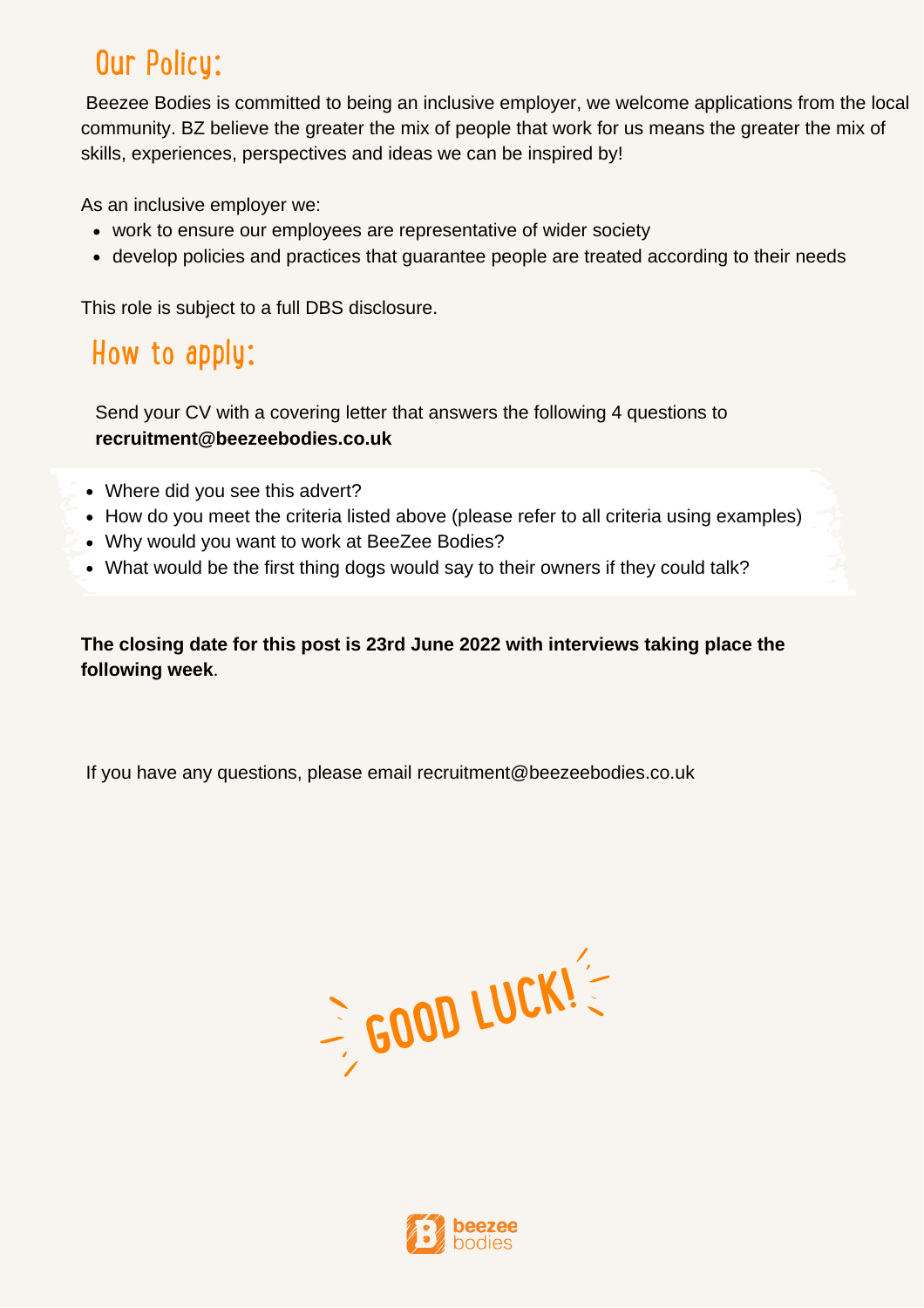## Our Policy:

Beezee Bodies is committed to being an inclusive employer, we welcome applications from the local community. BZ believe the greater the mix of people that work for us means the greater the mix of skills, experiences, perspectives and ideas we can be inspired by!

As an inclusive employer we:

- work to ensure our employees are representative of wider society
- develop policies and practices that guarantee people are treated according to their needs

This role is subject to a full DBS disclosure.

## How to apply:

Send your CV with a covering letter that answers the following 4 questions to **recruitment@beezeebodies.co.uk**

- Where did you see this advert?
- How do you meet the criteria listed above (please refer to all criteria using examples)
- Why would you want to work at BeeZee Bodies?
- What would be the first thing dogs would say to their owners if they could talk?

**The closing date for this post is 23rd June 2022 with interviews taking place the following week**.

If you have any questions, please email recruitment@beezeebodies.co.uk

GOOD LUCK!

beezee bodies